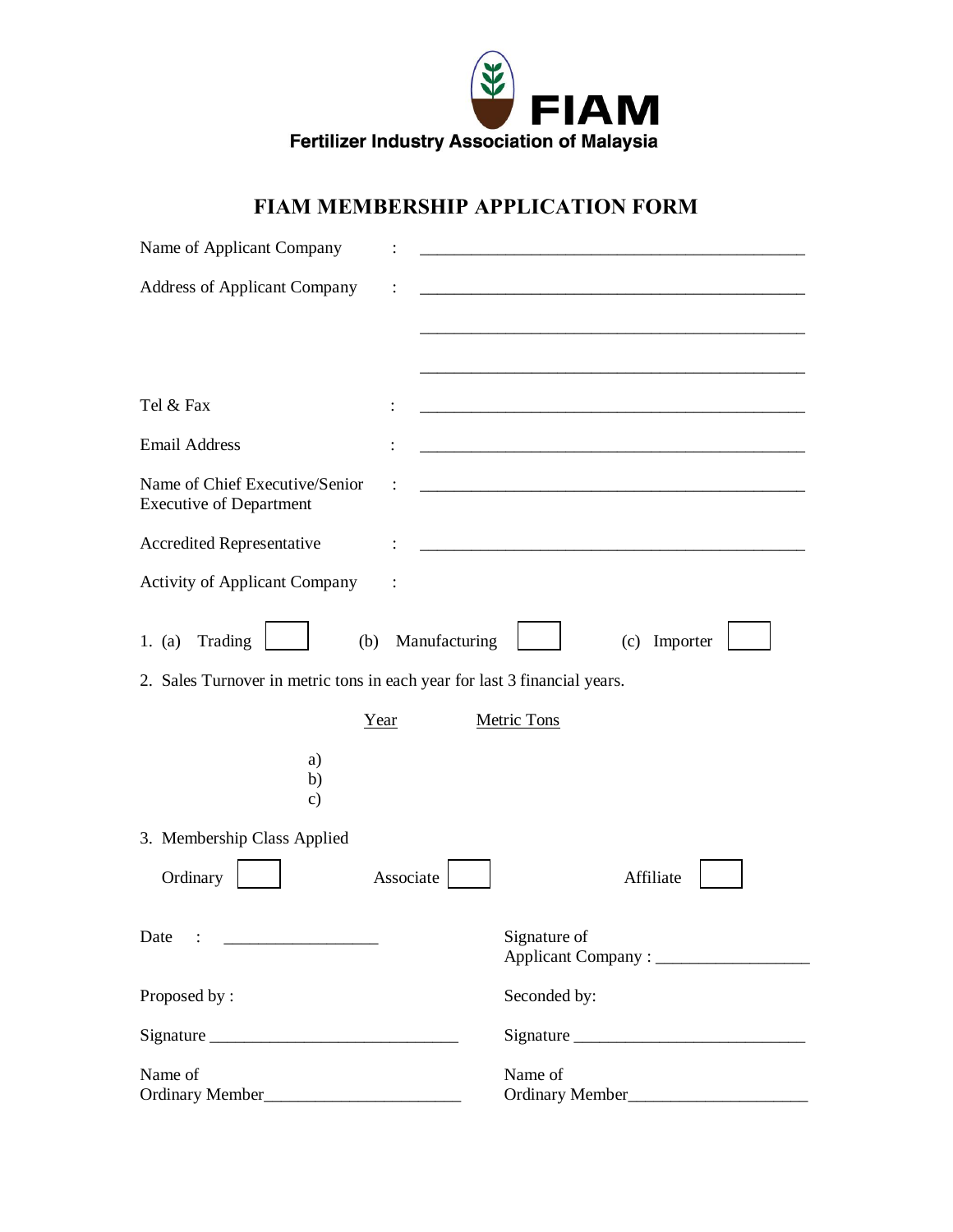**FIAM**

**Fertilizer Industry Association of Malaysia**

# FIAM MEMBERSHIP APPLICATION FORM

Name of Applicant Company : ______________________________________________

Address of Applicant Company : ______________________________________________

______________________________________________

______________________________________________

Tel & Fax : ______________________________________________

Email Address : ______________________________________________

Name of Chief Executive/Senior Executive of Department : ______________________________________________

Accredited Representative : ______________________________________________

Activity of Applicant Company :

1. (a) Trading ☐ (b) Manufacturing ☐ (c) Importer ☐

2. Sales Turnover in metric tons in each year for last 3 financial years.

| | Year | Metric Tons |
|---|---|---|
| a) | | |
| b) | | |
| c) | | |

3. Membership Class Applied

Ordinary ☐ Associate ☐ Affiliate ☐

Date : __________________

Signature of Applicant Company : __________________

Proposed by :

Signature ____________________________

Name of Ordinary Member______________________

Seconded by:

Signature ____________________________

Name of Ordinary Member______________________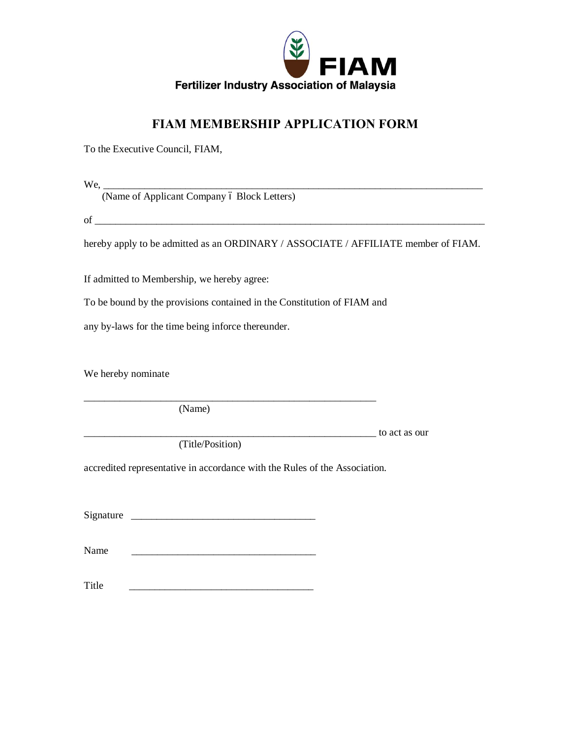FIAM

Fertilizer Industry Association of Malaysia

# FIAM MEMBERSHIP APPLICATION FORM

To the Executive Council, FIAM,

We, ___________________________________________________________________________

(Name of Applicant Company ï Block Letters)

of _____________________________________________________________________________

hereby apply to be admitted as an ORDINARY / ASSOCIATE / AFFILIATE member of FIAM.

If admitted to Membership, we hereby agree:

To be bound by the provisions contained in the Constitution of FIAM and

any by-laws for the time being inforce thereunder.

We hereby nominate

__________________________________________________________

(Name)

__________________________________________________________ to act as our

(Title/Position)

accredited representative in accordance with the Rules of the Association.

Signature ____________________________________

Name ____________________________________

Title ____________________________________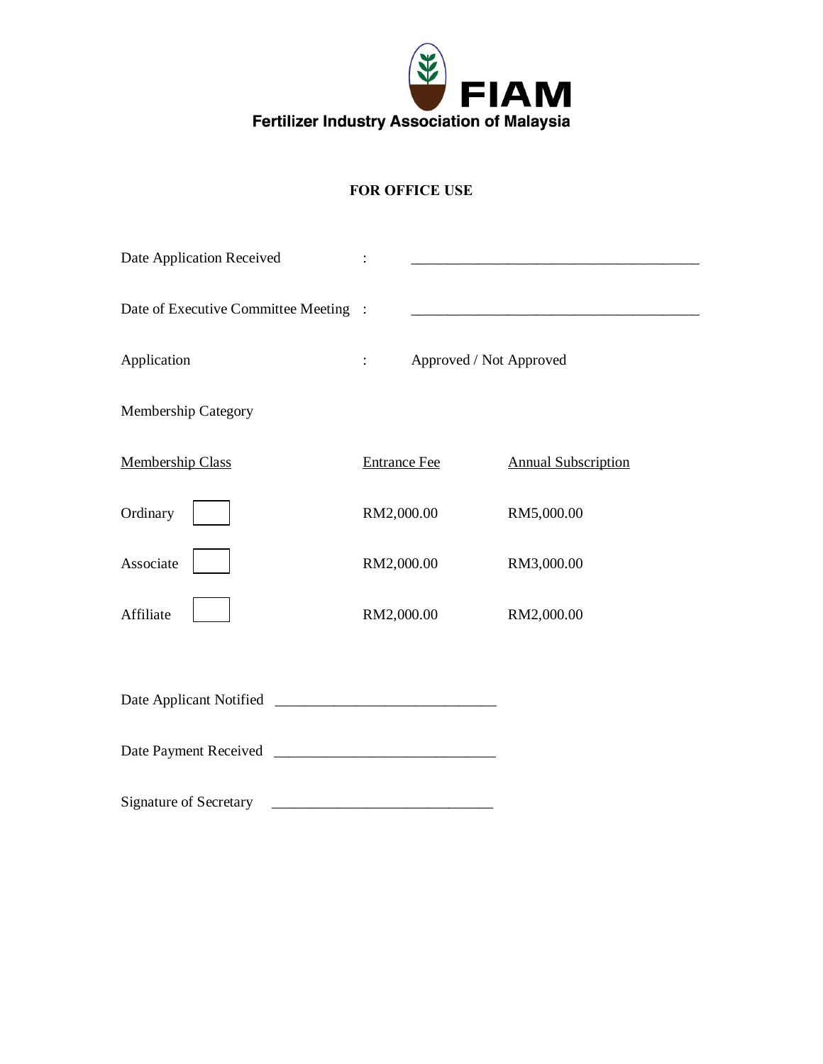Fertilizer Industry Association of Malaysia

**FOR OFFICE USE**

Date Application Received : ________________________________________

Date of Executive Committee Meeting : ________________________________________

Application : Approved / Not Approved

Membership Category

| Membership Class | Entrance Fee | Annual Subscription |
| --- | --- | --- |
| Ordinary ☐ | RM2,000.00 | RM5,000.00 |
| Associate ☐ | RM2,000.00 | RM3,000.00 |
| Affiliate ☐ | RM2,000.00 | RM2,000.00 |

Date Applicant Notified ______________________________

Date Payment Received ______________________________

Signature of Secretary ______________________________